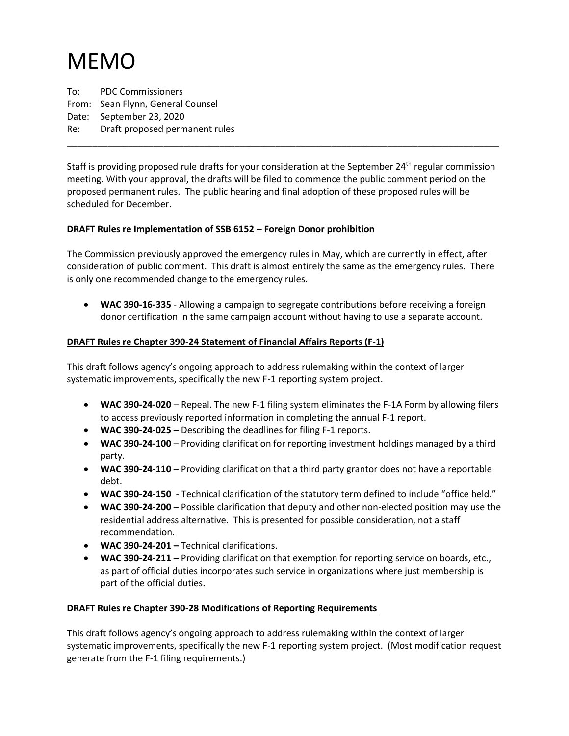# MEMO

To: PDC Commissioners
From: Sean Flynn, General Counsel
Date: September 23, 2020
Re: Draft proposed permanent rules

---

Staff is providing proposed rule drafts for your consideration at the September 24th regular commission meeting. With your approval, the drafts will be filed to commence the public comment period on the proposed permanent rules. The public hearing and final adoption of these proposed rules will be scheduled for December.

**<u>DRAFT Rules re Implementation of SSB 6152 – Foreign Donor prohibition</u>**

The Commission previously approved the emergency rules in May, which are currently in effect, after consideration of public comment. This draft is almost entirely the same as the emergency rules. There is only one recommended change to the emergency rules.

- **WAC 390-16-335** - Allowing a campaign to segregate contributions before receiving a foreign donor certification in the same campaign account without having to use a separate account.

**<u>DRAFT Rules re Chapter 390-24 Statement of Financial Affairs Reports (F-1)</u>**

This draft follows agency's ongoing approach to address rulemaking within the context of larger systematic improvements, specifically the new F-1 reporting system project.

- **WAC 390-24-020** – Repeal. The new F-1 filing system eliminates the F-1A Form by allowing filers to access previously reported information in completing the annual F-1 report.
- **WAC 390-24-025 –** Describing the deadlines for filing F-1 reports.
- **WAC 390-24-100** – Providing clarification for reporting investment holdings managed by a third party.
- **WAC 390-24-110** – Providing clarification that a third party grantor does not have a reportable debt.
- **WAC 390-24-150** - Technical clarification of the statutory term defined to include "office held."
- **WAC 390-24-200** – Possible clarification that deputy and other non-elected position may use the residential address alternative. This is presented for possible consideration, not a staff recommendation.
- **WAC 390-24-201 –** Technical clarifications.
- **WAC 390-24-211 –** Providing clarification that exemption for reporting service on boards, etc., as part of official duties incorporates such service in organizations where just membership is part of the official duties.

**<u>DRAFT Rules re Chapter 390-28 Modifications of Reporting Requirements</u>**

This draft follows agency's ongoing approach to address rulemaking within the context of larger systematic improvements, specifically the new F-1 reporting system project. (Most modification request generate from the F-1 filing requirements.)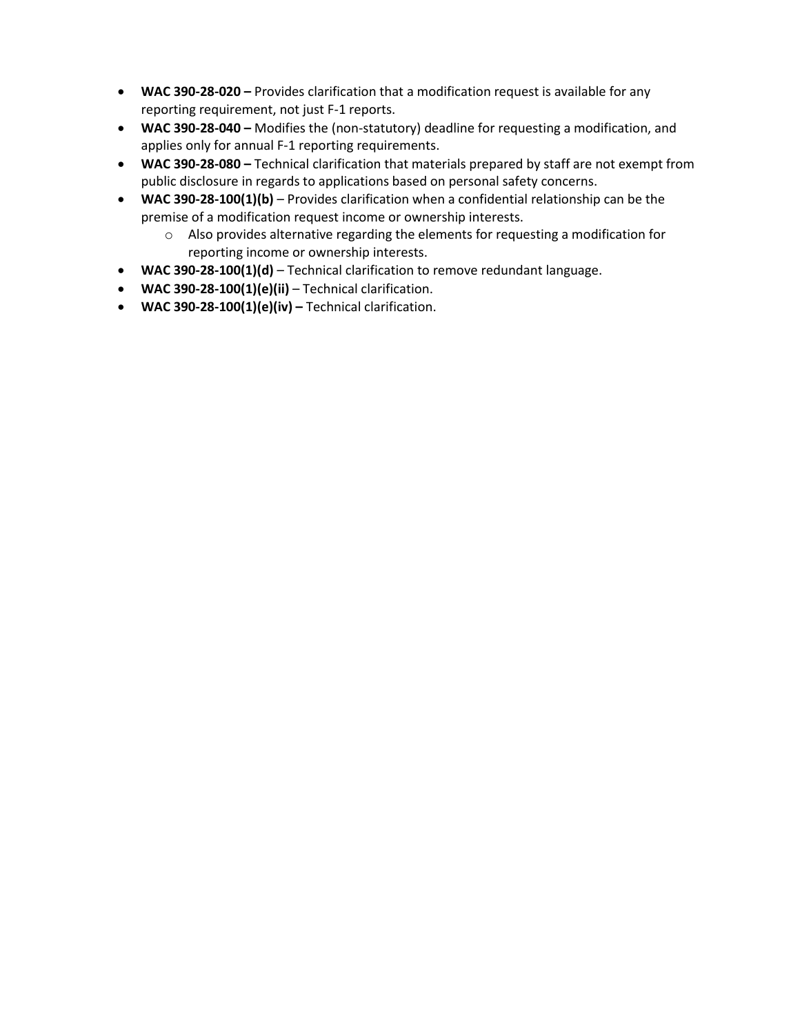- **WAC 390-28-020 –** Provides clarification that a modification request is available for any reporting requirement, not just F-1 reports.
- **WAC 390-28-040 –** Modifies the (non-statutory) deadline for requesting a modification, and applies only for annual F-1 reporting requirements.
- **WAC 390-28-080 –** Technical clarification that materials prepared by staff are not exempt from public disclosure in regards to applications based on personal safety concerns.
- **WAC 390-28-100(1)(b)** – Provides clarification when a confidential relationship can be the premise of a modification request income or ownership interests.
  - Also provides alternative regarding the elements for requesting a modification for reporting income or ownership interests.
- **WAC 390-28-100(1)(d)** – Technical clarification to remove redundant language.
- **WAC 390-28-100(1)(e)(ii)** – Technical clarification.
- **WAC 390-28-100(1)(e)(iv) –** Technical clarification.